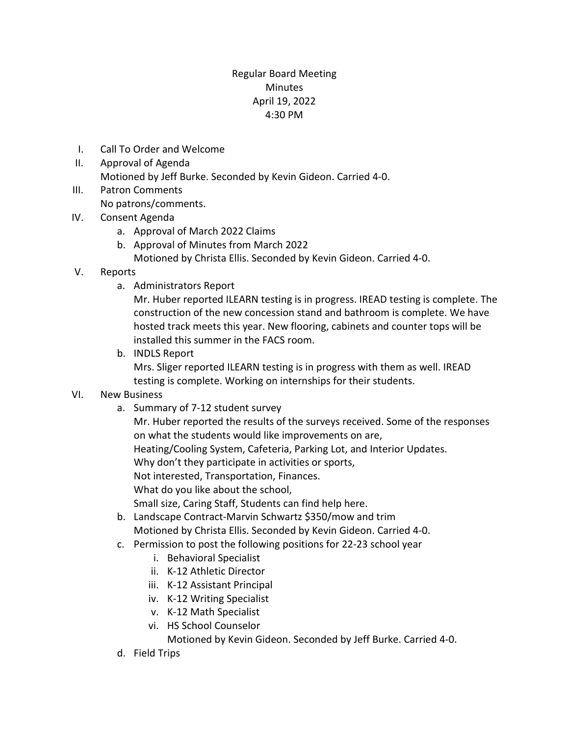# Regular Board Meeting
## Minutes
### April 19, 2022
### 4:30 PM

I. Call To Order and Welcome

II. Approval of Agenda
Motioned by Jeff Burke. Seconded by Kevin Gideon. Carried 4-0.

III. Patron Comments
No patrons/comments.

IV. Consent Agenda
   a. Approval of March 2022 Claims
   b. Approval of Minutes from March 2022
   Motioned by Christa Ellis. Seconded by Kevin Gideon. Carried 4-0.

V. Reports
   a. Administrators Report
   Mr. Huber reported ILEARN testing is in progress. IREAD testing is complete. The construction of the new concession stand and bathroom is complete. We have hosted track meets this year. New flooring, cabinets and counter tops will be installed this summer in the FACS room.
   b. INDLS Report
   Mrs. Sliger reported ILEARN testing is in progress with them as well. IREAD testing is complete. Working on internships for their students.

VI. New Business
   a. Summary of 7-12 student survey
   Mr. Huber reported the results of the surveys received. Some of the responses on what the students would like improvements on are,
   Heating/Cooling System, Cafeteria, Parking Lot, and Interior Updates.
   Why don't they participate in activities or sports,
   Not interested, Transportation, Finances.
   What do you like about the school,
   Small size, Caring Staff, Students can find help here.
   b. Landscape Contract-Marvin Schwartz $350/mow and trim
   Motioned by Christa Ellis. Seconded by Kevin Gideon. Carried 4-0.
   c. Permission to post the following positions for 22-23 school year
      i. Behavioral Specialist
      ii. K-12 Athletic Director
      iii. K-12 Assistant Principal
      iv. K-12 Writing Specialist
      v. K-12 Math Specialist
      vi. HS School Counselor
      Motioned by Kevin Gideon. Seconded by Jeff Burke. Carried 4-0.
   d. Field Trips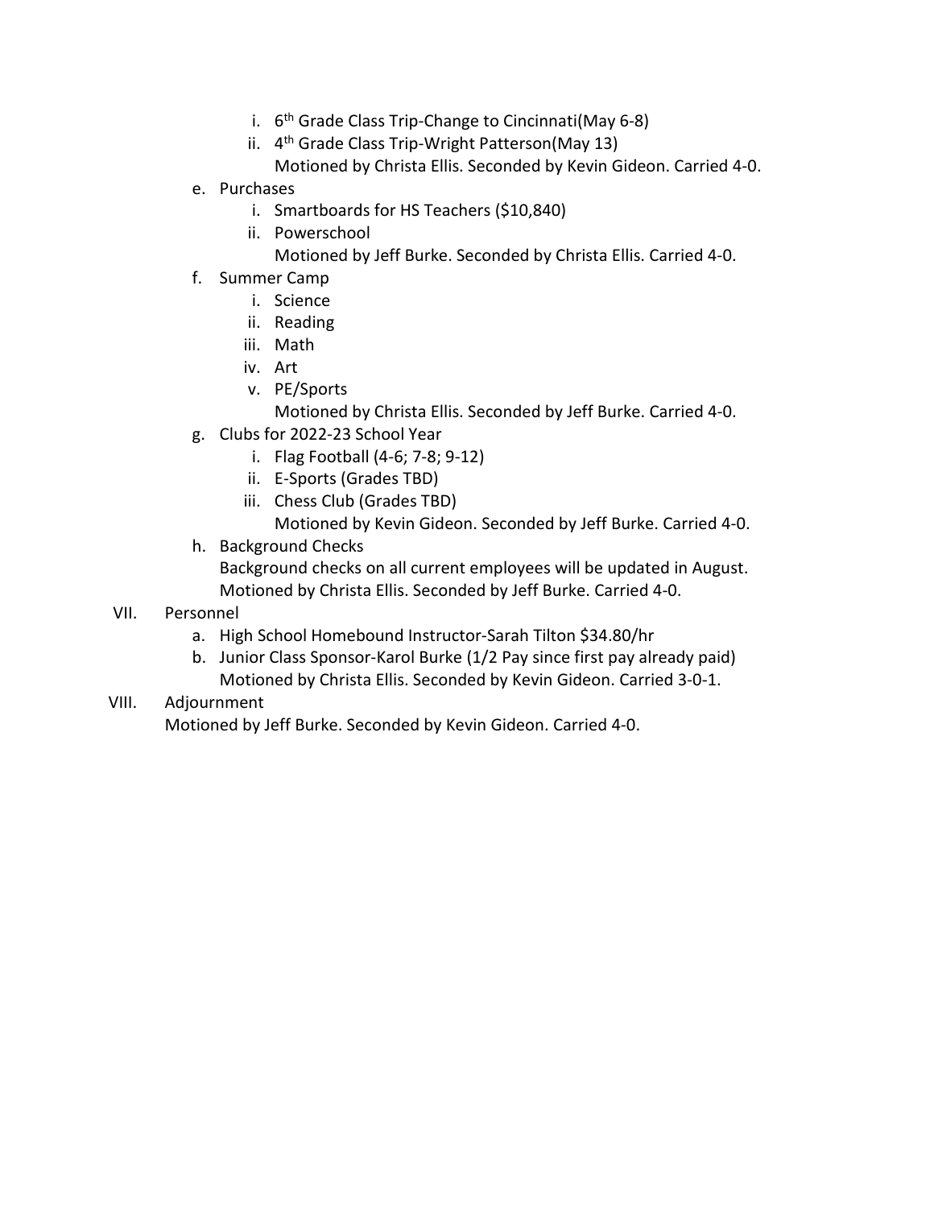- i. 6th Grade Class Trip-Change to Cincinnati(May 6-8)
- ii. 4th Grade Class Trip-Wright Patterson(May 13)

  Motioned by Christa Ellis. Seconded by Kevin Gideon. Carried 4-0.

e. Purchases
- i. Smartboards for HS Teachers ($10,840)
- ii. Powerschool

  Motioned by Jeff Burke. Seconded by Christa Ellis. Carried 4-0.

f. Summer Camp
- i. Science
- ii. Reading
- iii. Math
- iv. Art
- v. PE/Sports

  Motioned by Christa Ellis. Seconded by Jeff Burke. Carried 4-0.

g. Clubs for 2022-23 School Year
- i. Flag Football (4-6; 7-8; 9-12)
- ii. E-Sports (Grades TBD)
- iii. Chess Club (Grades TBD)

  Motioned by Kevin Gideon. Seconded by Jeff Burke. Carried 4-0.

h. Background Checks

Background checks on all current employees will be updated in August.
Motioned by Christa Ellis. Seconded by Jeff Burke. Carried 4-0.

VII. Personnel

a. High School Homebound Instructor-Sarah Tilton $34.80/hr

b. Junior Class Sponsor-Karol Burke (1/2 Pay since first pay already paid)
Motioned by Christa Ellis. Seconded by Kevin Gideon. Carried 3-0-1.

VIII. Adjournment

Motioned by Jeff Burke. Seconded by Kevin Gideon. Carried 4-0.